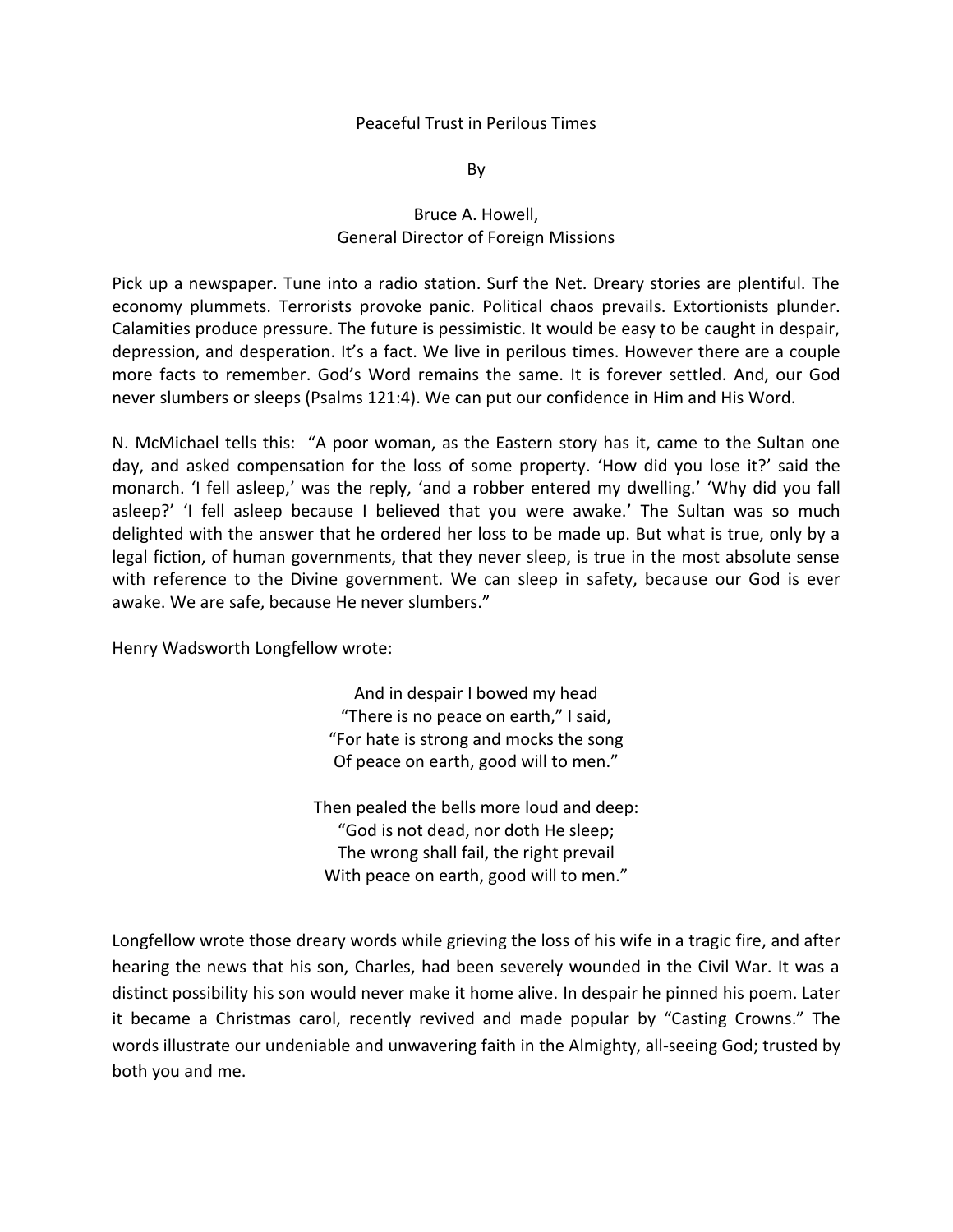# Peaceful Trust in Perilous Times

By

Bruce A. Howell,
General Director of Foreign Missions

Pick up a newspaper. Tune into a radio station. Surf the Net. Dreary stories are plentiful. The economy plummets. Terrorists provoke panic. Political chaos prevails. Extortionists plunder. Calamities produce pressure. The future is pessimistic. It would be easy to be caught in despair, depression, and desperation. It's a fact. We live in perilous times. However there are a couple more facts to remember. God's Word remains the same. It is forever settled. And, our God never slumbers or sleeps (Psalms 121:4). We can put our confidence in Him and His Word.

N. McMichael tells this: "A poor woman, as the Eastern story has it, came to the Sultan one day, and asked compensation for the loss of some property. 'How did you lose it?' said the monarch. 'I fell asleep,' was the reply, 'and a robber entered my dwelling.' 'Why did you fall asleep?' 'I fell asleep because I believed that you were awake.' The Sultan was so much delighted with the answer that he ordered her loss to be made up. But what is true, only by a legal fiction, of human governments, that they never sleep, is true in the most absolute sense with reference to the Divine government. We can sleep in safety, because our God is ever awake. We are safe, because He never slumbers."

Henry Wadsworth Longfellow wrote:

And in despair I bowed my head
"There is no peace on earth," I said,
"For hate is strong and mocks the song
Of peace on earth, good will to men."

Then pealed the bells more loud and deep:
"God is not dead, nor doth He sleep;
The wrong shall fail, the right prevail
With peace on earth, good will to men."

Longfellow wrote those dreary words while grieving the loss of his wife in a tragic fire, and after hearing the news that his son, Charles, had been severely wounded in the Civil War. It was a distinct possibility his son would never make it home alive. In despair he pinned his poem. Later it became a Christmas carol, recently revived and made popular by "Casting Crowns." The words illustrate our undeniable and unwavering faith in the Almighty, all-seeing God; trusted by both you and me.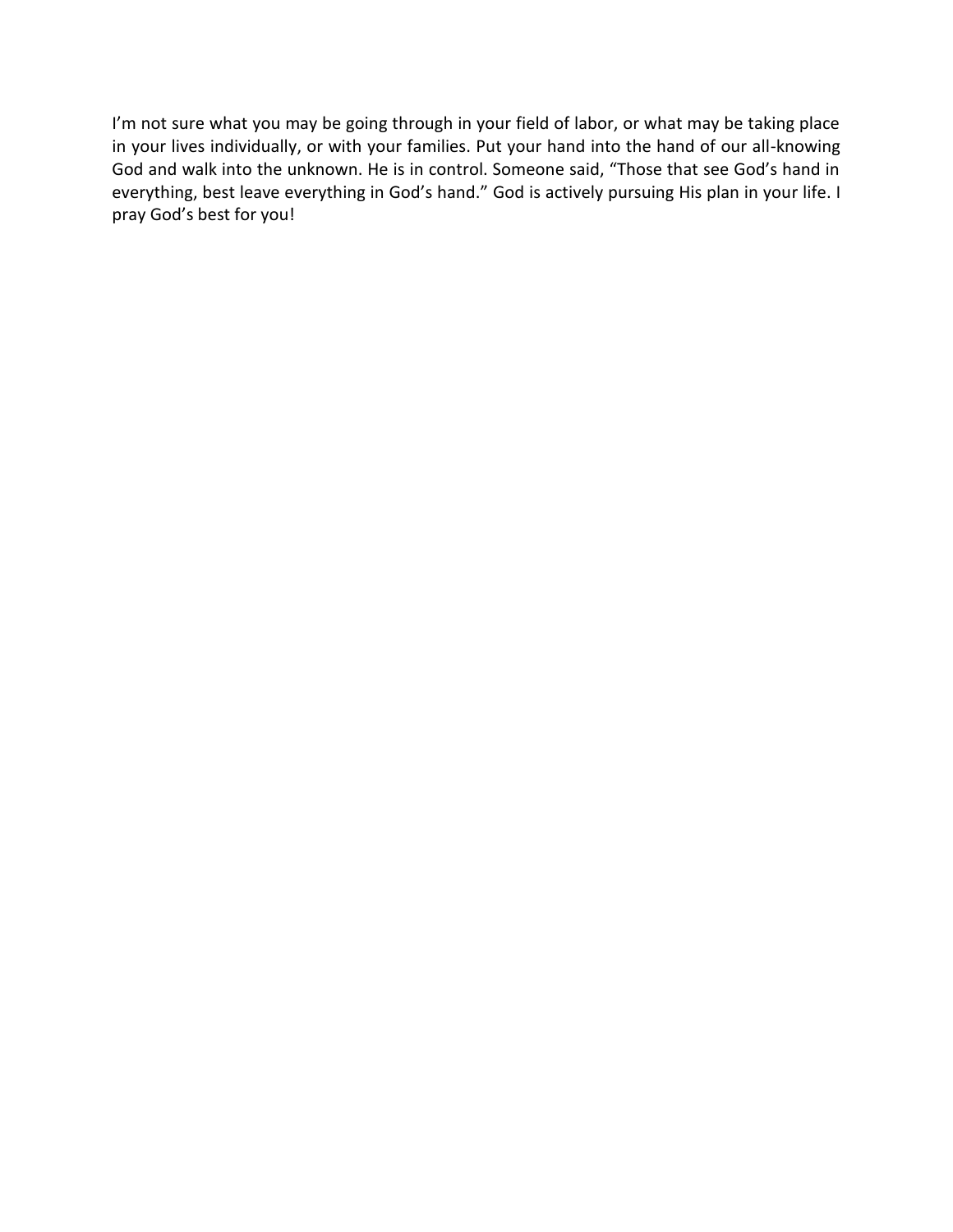I'm not sure what you may be going through in your field of labor, or what may be taking place in your lives individually, or with your families. Put your hand into the hand of our all-knowing God and walk into the unknown. He is in control. Someone said, "Those that see God's hand in everything, best leave everything in God's hand." God is actively pursuing His plan in your life. I pray God's best for you!